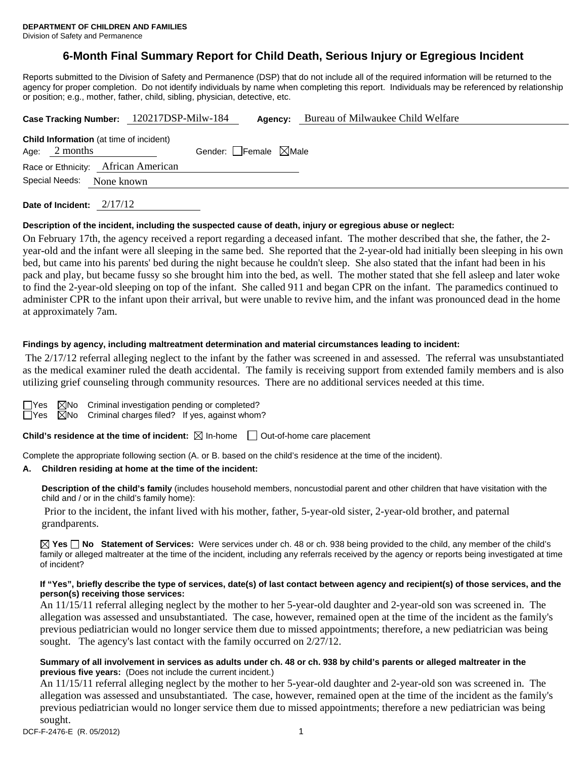**DEPARTMENT OF CHILDREN AND FAMILIES**
Division of Safety and Permanence

# 6-Month Final Summary Report for Child Death, Serious Injury or Egregious Incident

Reports submitted to the Division of Safety and Permanence (DSP) that do not include all of the required information will be returned to the agency for proper completion. Do not identify individuals by name when completing this report. Individuals may be referenced by relationship or position; e.g., mother, father, child, sibling, physician, detective, etc.

**Case Tracking Number:** 120217DSP-Milw-184 **Agency:** Bureau of Milwaukee Child Welfare

**Child Information** (at time of incident)
Age: 2 months Gender: ☐ Female ☒ Male
Race or Ethnicity: African American
Special Needs: None known

**Date of Incident:** 2/17/12

**Description of the incident, including the suspected cause of death, injury or egregious abuse or neglect:**

On February 17th, the agency received a report regarding a deceased infant. The mother described that she, the father, the 2-year-old and the infant were all sleeping in the same bed. She reported that the 2-year-old had initially been sleeping in his own bed, but came into his parents' bed during the night because he couldn't sleep. She also stated that the infant had been in his pack and play, but became fussy so she brought him into the bed, as well. The mother stated that she fell asleep and later woke to find the 2-year-old sleeping on top of the infant. She called 911 and began CPR on the infant. The paramedics continued to administer CPR to the infant upon their arrival, but were unable to revive him, and the infant was pronounced dead in the home at approximately 7am.

**Findings by agency, including maltreatment determination and material circumstances leading to incident:**

The 2/17/12 referral alleging neglect to the infant by the father was screened in and assessed. The referral was unsubstantiated as the medical examiner ruled the death accidental. The family is receiving support from extended family members and is also utilizing grief counseling through community resources. There are no additional services needed at this time.

☐ Yes ☒ No Criminal investigation pending or completed?
☐ Yes ☒ No Criminal charges filed? If yes, against whom?

**Child's residence at the time of incident:** ☒ In-home ☐ Out-of-home care placement

Complete the appropriate following section (A. or B. based on the child's residence at the time of the incident).

**A. Children residing at home at the time of the incident:**

**Description of the child's family** (includes household members, noncustodial parent and other children that have visitation with the child and / or in the child's family home):

Prior to the incident, the infant lived with his mother, father, 5-year-old sister, 2-year-old brother, and paternal grandparents.

☒ **Yes** ☐ **No Statement of Services:** Were services under ch. 48 or ch. 938 being provided to the child, any member of the child's family or alleged maltreater at the time of the incident, including any referrals received by the agency or reports being investigated at time of incident?

**If "Yes", briefly describe the type of services, date(s) of last contact between agency and recipient(s) of those services, and the person(s) receiving those services:**

An 11/15/11 referral alleging neglect by the mother to her 5-year-old daughter and 2-year-old son was screened in. The allegation was assessed and unsubstantiated. The case, however, remained open at the time of the incident as the family's previous pediatrician would no longer service them due to missed appointments; therefore, a new pediatrician was being sought. The agency's last contact with the family occurred on 2/27/12.

**Summary of all involvement in services as adults under ch. 48 or ch. 938 by child's parents or alleged maltreater in the previous five years:** (Does not include the current incident.)

An 11/15/11 referral alleging neglect by the mother to her 5-year-old daughter and 2-year-old son was screened in. The allegation was assessed and unsubstantiated. The case, however, remained open at the time of the incident as the family's previous pediatrician would no longer service them due to missed appointments; therefore a new pediatrician was being sought.

DCF-F-2476-E (R. 05/2012)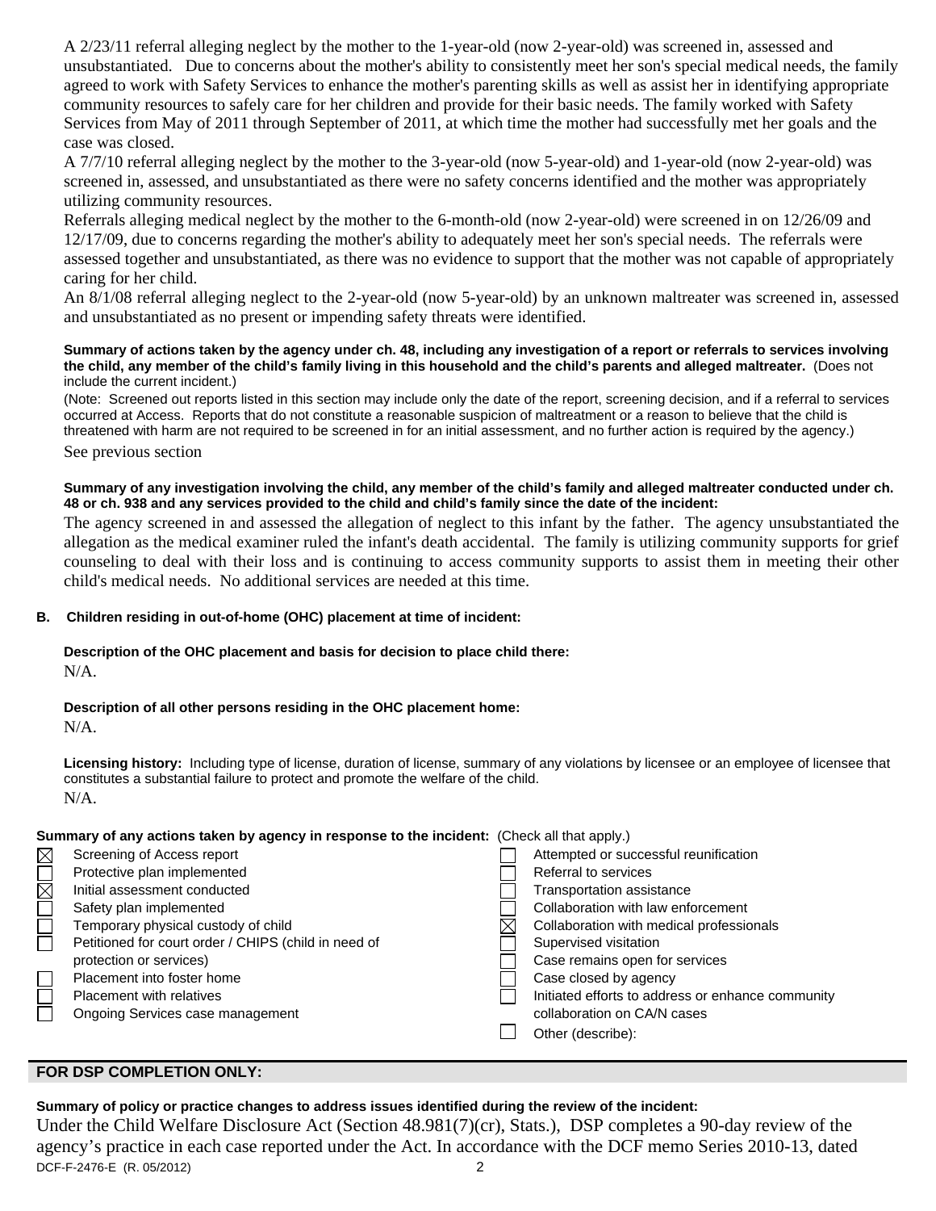A 2/23/11 referral alleging neglect by the mother to the 1-year-old (now 2-year-old) was screened in, assessed and unsubstantiated. Due to concerns about the mother's ability to consistently meet her son's special medical needs, the family agreed to work with Safety Services to enhance the mother's parenting skills as well as assist her in identifying appropriate community resources to safely care for her children and provide for their basic needs. The family worked with Safety Services from May of 2011 through September of 2011, at which time the mother had successfully met her goals and the case was closed.

A 7/7/10 referral alleging neglect by the mother to the 3-year-old (now 5-year-old) and 1-year-old (now 2-year-old) was screened in, assessed, and unsubstantiated as there were no safety concerns identified and the mother was appropriately utilizing community resources.

Referrals alleging medical neglect by the mother to the 6-month-old (now 2-year-old) were screened in on 12/26/09 and 12/17/09, due to concerns regarding the mother's ability to adequately meet her son's special needs. The referrals were assessed together and unsubstantiated, as there was no evidence to support that the mother was not capable of appropriately caring for her child.

An 8/1/08 referral alleging neglect to the 2-year-old (now 5-year-old) by an unknown maltreater was screened in, assessed and unsubstantiated as no present or impending safety threats were identified.

**Summary of actions taken by the agency under ch. 48, including any investigation of a report or referrals to services involving the child, any member of the child's family living in this household and the child's parents and alleged maltreater.** (Does not include the current incident.)

(Note: Screened out reports listed in this section may include only the date of the report, screening decision, and if a referral to services occurred at Access. Reports that do not constitute a reasonable suspicion of maltreatment or a reason to believe that the child is threatened with harm are not required to be screened in for an initial assessment, and no further action is required by the agency.)

See previous section

**Summary of any investigation involving the child, any member of the child's family and alleged maltreater conducted under ch. 48 or ch. 938 and any services provided to the child and child's family since the date of the incident:**

The agency screened in and assessed the allegation of neglect to this infant by the father. The agency unsubstantiated the allegation as the medical examiner ruled the infant's death accidental. The family is utilizing community supports for grief counseling to deal with their loss and is continuing to access community supports to assist them in meeting their other child's medical needs. No additional services are needed at this time.

**B. Children residing in out-of-home (OHC) placement at time of incident:**

**Description of the OHC placement and basis for decision to place child there:**

N/A.

**Description of all other persons residing in the OHC placement home:**

N/A.

**Licensing history:** Including type of license, duration of license, summary of any violations by licensee or an employee of licensee that constitutes a substantial failure to protect and promote the welfare of the child.

N/A.

**Summary of any actions taken by agency in response to the incident:** (Check all that apply.)

- ☒ Screening of Access report
- ☐ Protective plan implemented
- ☒ Initial assessment conducted
- ☐ Safety plan implemented
- ☐ Temporary physical custody of child
- ☐ Petitioned for court order / CHIPS (child in need of protection or services)
- ☐ Placement into foster home
- ☐ Placement with relatives
- ☐ Ongoing Services case management
- ☐ Attempted or successful reunification
- ☐ Referral to services
- ☐ Transportation assistance
- ☐ Collaboration with law enforcement
- ☒ Collaboration with medical professionals
- ☐ Supervised visitation
- ☐ Case remains open for services
- ☐ Case closed by agency
- ☐ Initiated efforts to address or enhance community collaboration on CA/N cases
- ☐ Other (describe):

## FOR DSP COMPLETION ONLY:

**Summary of policy or practice changes to address issues identified during the review of the incident:**

Under the Child Welfare Disclosure Act (Section 48.981(7)(cr), Stats.), DSP completes a 90-day review of the agency's practice in each case reported under the Act. In accordance with the DCF memo Series 2010-13, dated

DCF-F-2476-E (R. 05/2012)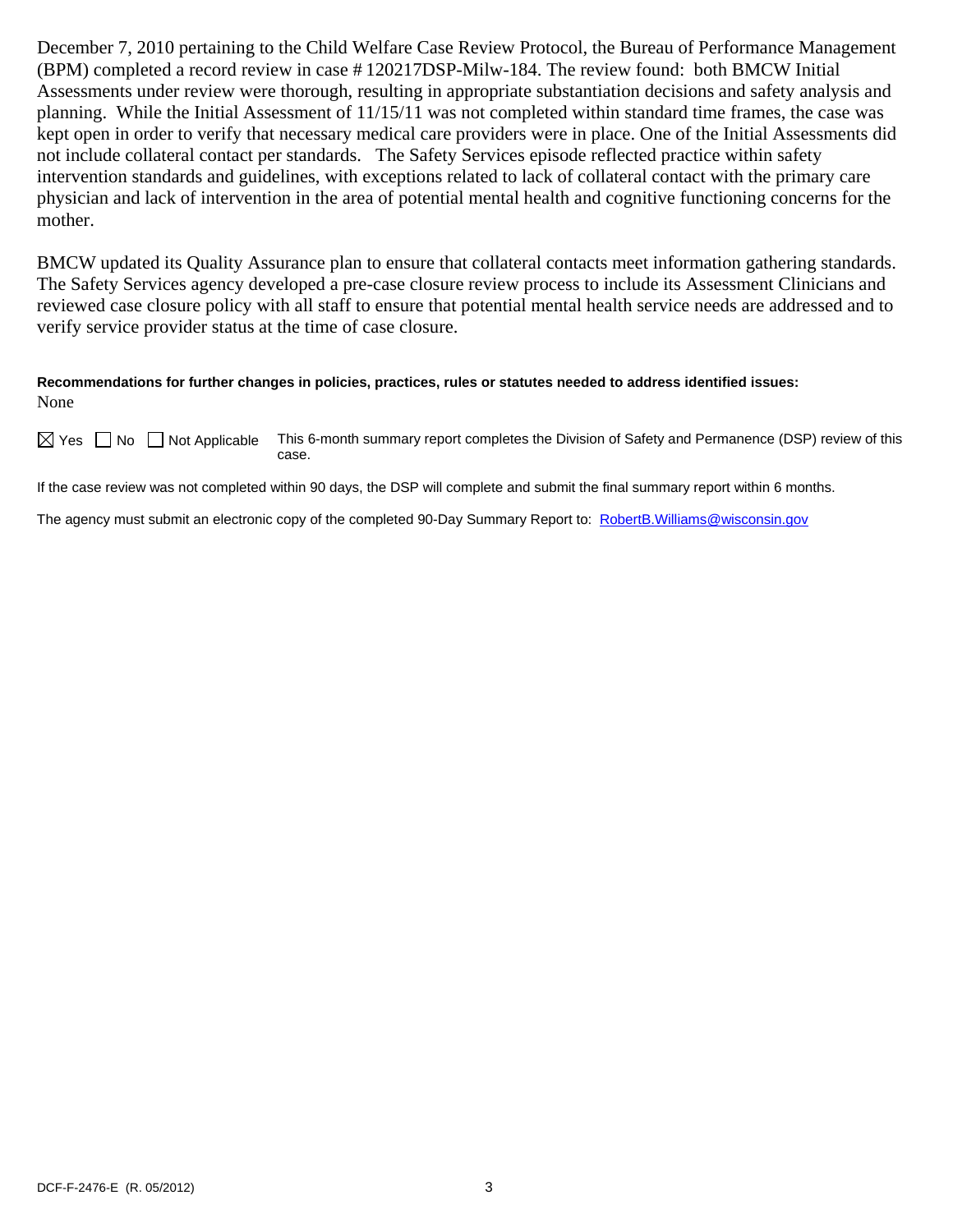December 7, 2010 pertaining to the Child Welfare Case Review Protocol, the Bureau of Performance Management (BPM) completed a record review in case # 120217DSP-Milw-184. The review found: both BMCW Initial Assessments under review were thorough, resulting in appropriate substantiation decisions and safety analysis and planning. While the Initial Assessment of 11/15/11 was not completed within standard time frames, the case was kept open in order to verify that necessary medical care providers were in place. One of the Initial Assessments did not include collateral contact per standards. The Safety Services episode reflected practice within safety intervention standards and guidelines, with exceptions related to lack of collateral contact with the primary care physician and lack of intervention in the area of potential mental health and cognitive functioning concerns for the mother.

BMCW updated its Quality Assurance plan to ensure that collateral contacts meet information gathering standards. The Safety Services agency developed a pre-case closure review process to include its Assessment Clinicians and reviewed case closure policy with all staff to ensure that potential mental health service needs are addressed and to verify service provider status at the time of case closure.

**Recommendations for further changes in policies, practices, rules or statutes needed to address identified issues:**
None

☒ Yes ☐ No ☐ Not Applicable This 6-month summary report completes the Division of Safety and Permanence (DSP) review of this case.

If the case review was not completed within 90 days, the DSP will complete and submit the final summary report within 6 months.

The agency must submit an electronic copy of the completed 90-Day Summary Report to: RobertB.Williams@wisconsin.gov

DCF-F-2476-E (R. 05/2012)